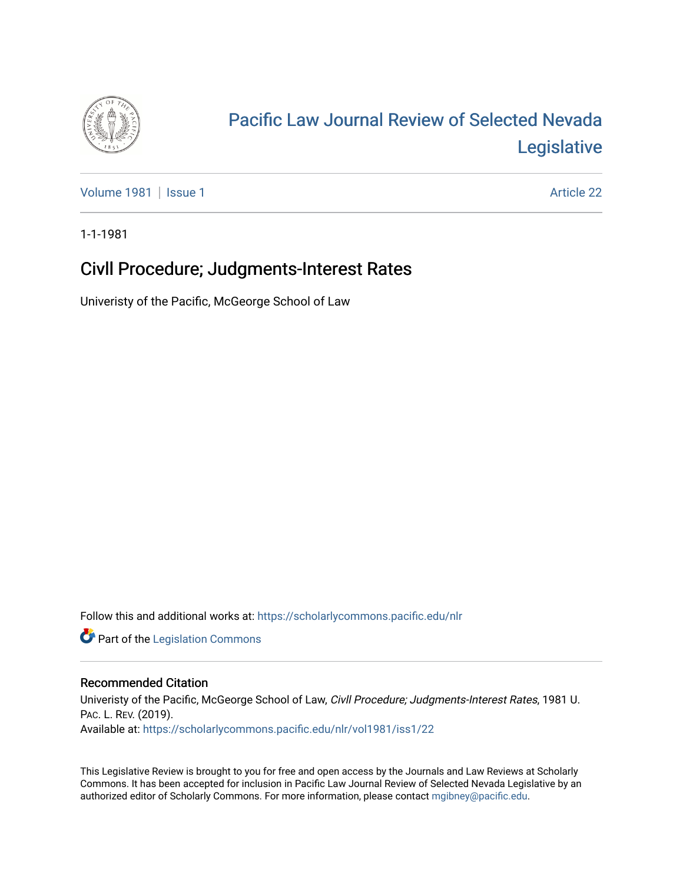# Pacific Law Journal Review of Selected Nevada Legislative

Volume 1981 | Issue 1

Article 22

1-1-1981

## Civll Procedure; Judgments-Interest Rates

Univeristy of the Pacific, McGeorge School of Law

Follow this and additional works at: https://scholarlycommons.pacific.edu/nlr

Part of the Legislation Commons

### Recommended Citation

Univeristy of the Pacific, McGeorge School of Law, *Civll Procedure; Judgments-Interest Rates*, 1981 U. PAC. L. REV. (2019).
Available at: https://scholarlycommons.pacific.edu/nlr/vol1981/iss1/22

This Legislative Review is brought to you for free and open access by the Journals and Law Reviews at Scholarly Commons. It has been accepted for inclusion in Pacific Law Journal Review of Selected Nevada Legislative by an authorized editor of Scholarly Commons. For more information, please contact mgibney@pacific.edu.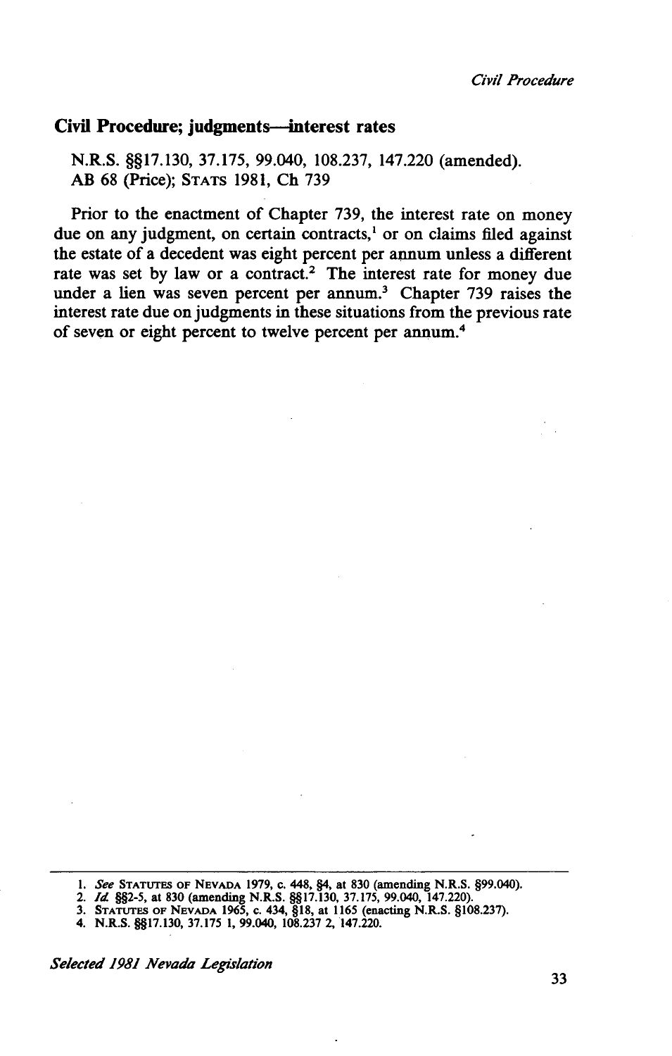## Civil Procedure; judgments—interest rates

N.R.S. §§17.130, 37.175, 99.040, 108.237, 147.220 (amended).
AB 68 (Price); STATS 1981, Ch 739

Prior to the enactment of Chapter 739, the interest rate on money due on any judgment, on certain contracts,[1] or on claims filed against the estate of a decedent was eight percent per annum unless a different rate was set by law or a contract.[2] The interest rate for money due under a lien was seven percent per annum.[3] Chapter 739 raises the interest rate due on judgments in these situations from the previous rate of seven or eight percent to twelve percent per annum.[4]

---

1. *See* STATUTES OF NEVADA 1979, c. 448, §4, at 830 (amending N.R.S. §99.040).
2. *Id.* §§2-5, at 830 (amending N.R.S. §§17.130, 37.175, 99.040, 147.220).
3. STATUTES OF NEVADA 1965, c. 434, §18, at 1165 (enacting N.R.S. §108.237).
4. N.R.S. §§17.130, 37.175 1, 99.040, 108.237 2, 147.220.